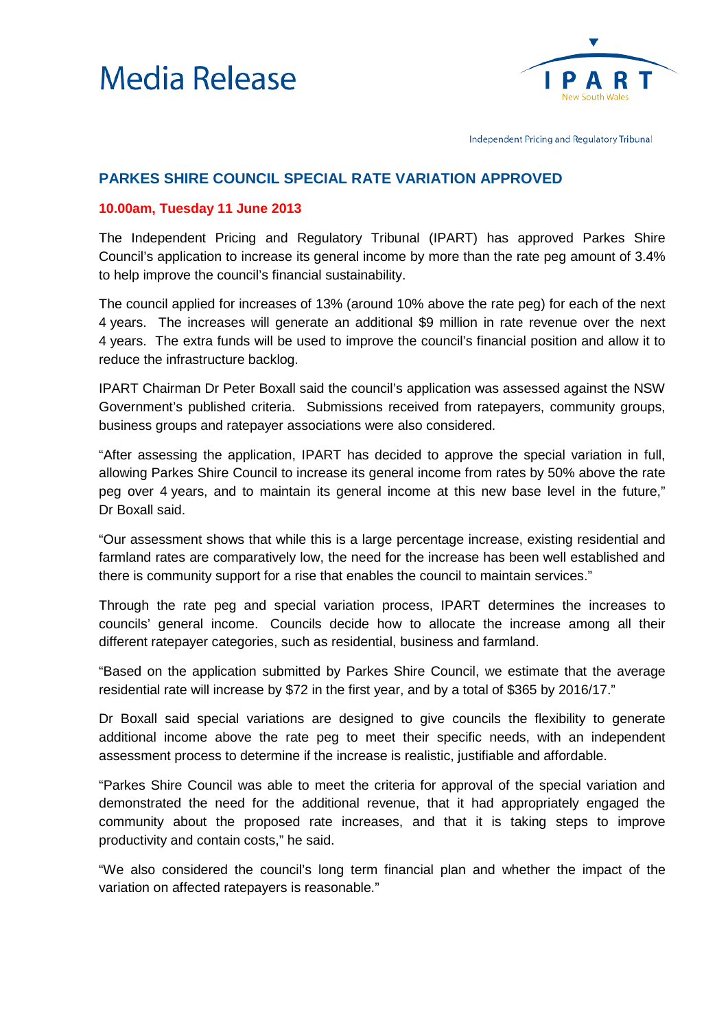# Media Release

IPART New South Wales

Independent Pricing and Regulatory Tribunal

## PARKES SHIRE COUNCIL SPECIAL RATE VARIATION APPROVED

**10.00am, Tuesday 11 June 2013**

The Independent Pricing and Regulatory Tribunal (IPART) has approved Parkes Shire Council's application to increase its general income by more than the rate peg amount of 3.4% to help improve the council's financial sustainability.

The council applied for increases of 13% (around 10% above the rate peg) for each of the next 4 years. The increases will generate an additional $9 million in rate revenue over the next 4 years. The extra funds will be used to improve the council's financial position and allow it to reduce the infrastructure backlog.

IPART Chairman Dr Peter Boxall said the council's application was assessed against the NSW Government's published criteria. Submissions received from ratepayers, community groups, business groups and ratepayer associations were also considered.

"After assessing the application, IPART has decided to approve the special variation in full, allowing Parkes Shire Council to increase its general income from rates by 50% above the rate peg over 4 years, and to maintain its general income at this new base level in the future," Dr Boxall said.

"Our assessment shows that while this is a large percentage increase, existing residential and farmland rates are comparatively low, the need for the increase has been well established and there is community support for a rise that enables the council to maintain services."

Through the rate peg and special variation process, IPART determines the increases to councils' general income. Councils decide how to allocate the increase among all their different ratepayer categories, such as residential, business and farmland.

"Based on the application submitted by Parkes Shire Council, we estimate that the average residential rate will increase by $72 in the first year, and by a total of $365 by 2016/17."

Dr Boxall said special variations are designed to give councils the flexibility to generate additional income above the rate peg to meet their specific needs, with an independent assessment process to determine if the increase is realistic, justifiable and affordable.

"Parkes Shire Council was able to meet the criteria for approval of the special variation and demonstrated the need for the additional revenue, that it had appropriately engaged the community about the proposed rate increases, and that it is taking steps to improve productivity and contain costs," he said.

"We also considered the council's long term financial plan and whether the impact of the variation on affected ratepayers is reasonable."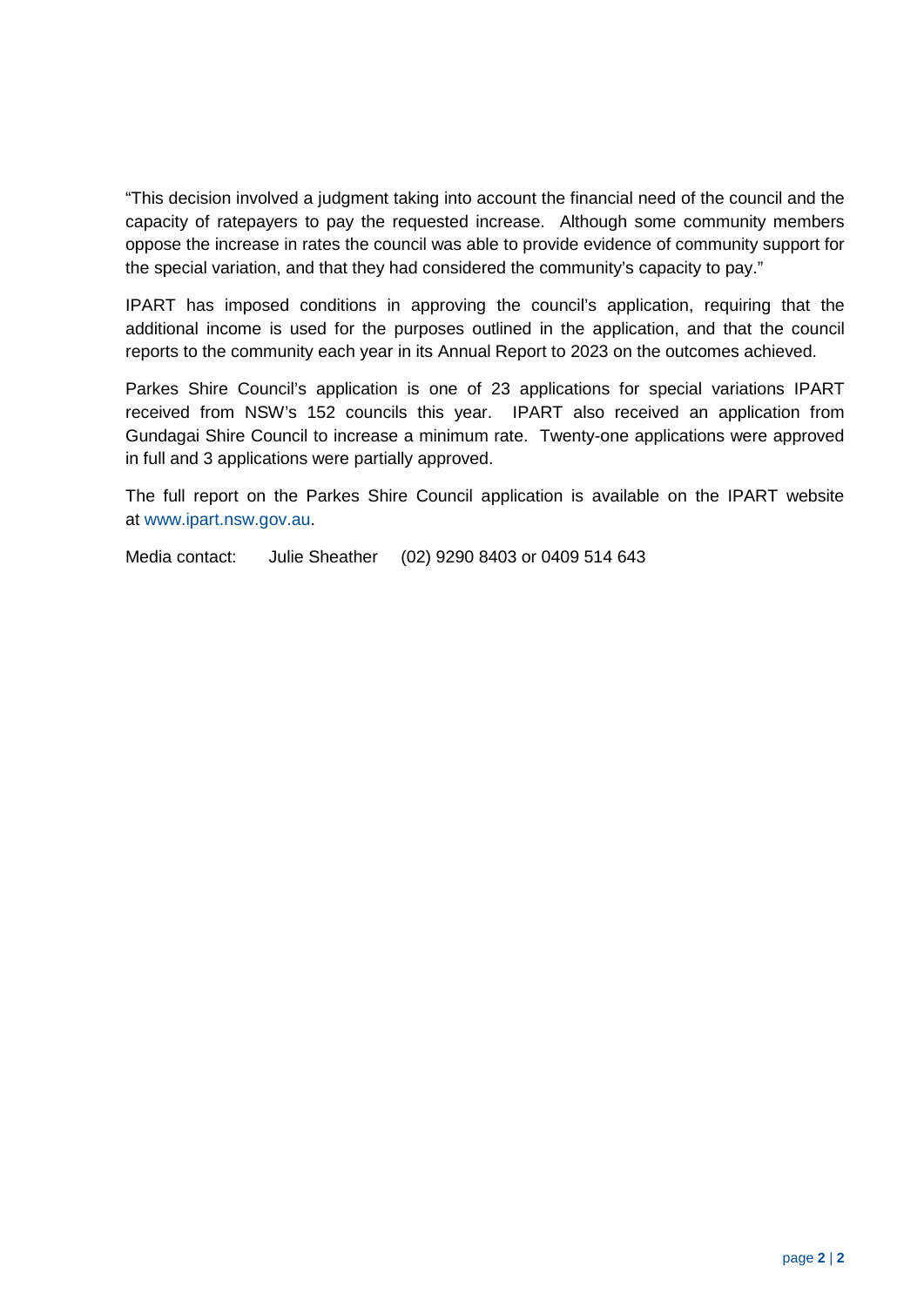"This decision involved a judgment taking into account the financial need of the council and the capacity of ratepayers to pay the requested increase. Although some community members oppose the increase in rates the council was able to provide evidence of community support for the special variation, and that they had considered the community's capacity to pay."

IPART has imposed conditions in approving the council's application, requiring that the additional income is used for the purposes outlined in the application, and that the council reports to the community each year in its Annual Report to 2023 on the outcomes achieved.

Parkes Shire Council's application is one of 23 applications for special variations IPART received from NSW's 152 councils this year. IPART also received an application from Gundagai Shire Council to increase a minimum rate. Twenty-one applications were approved in full and 3 applications were partially approved.

The full report on the Parkes Shire Council application is available on the IPART website at www.ipart.nsw.gov.au.

Media contact: Julie Sheather (02) 9290 8403 or 0409 514 643